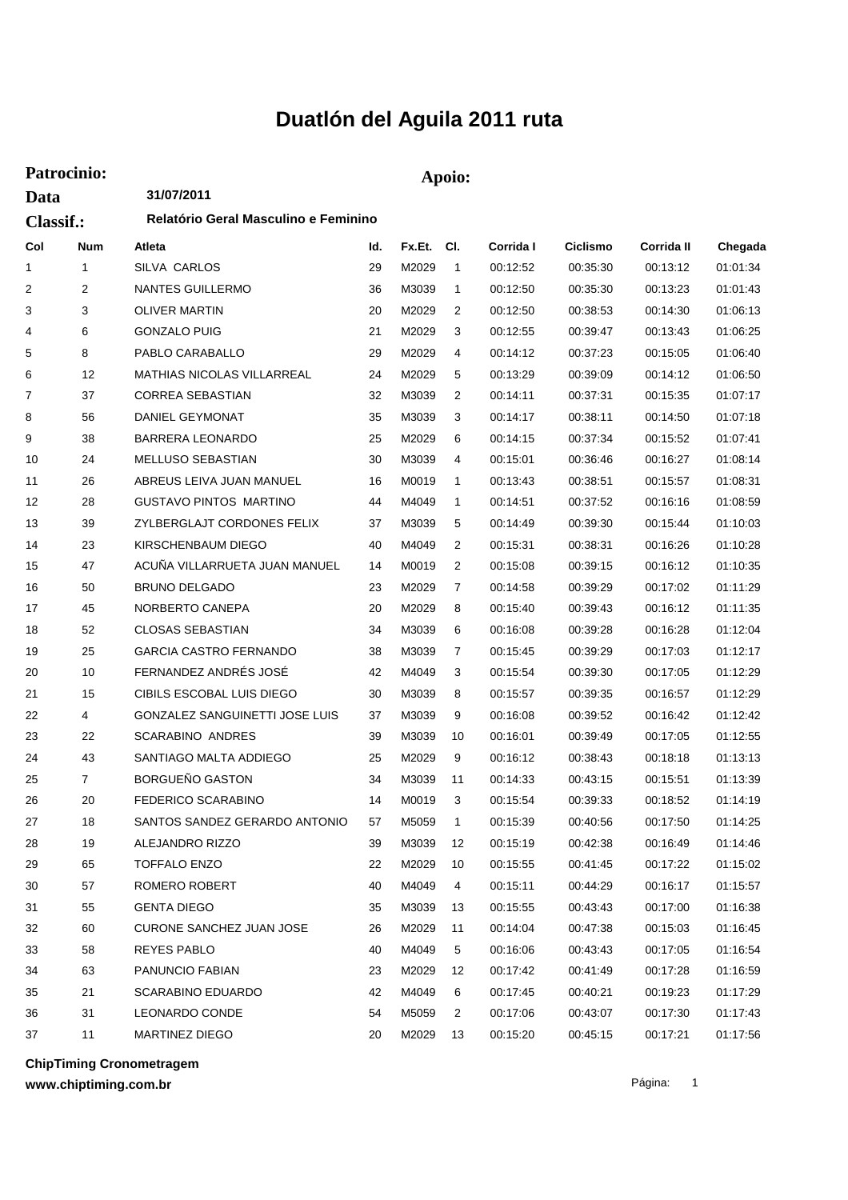# Duatlón del Aguila 2011 ruta

**Patrocinio:** **Apoio:**

**Data** **31/07/2011**

**Classif.:** **Relatório Geral Masculino e Feminino**

| Col | Num | Atleta | Id. | Fx.Et. | Cl. | Corrida I | Ciclismo | Corrida II | Chegada |
|---|---|---|---|---|---|---|---|---|---|
| 1 | 1 | SILVA CARLOS | 29 | M2029 | 1 | 00:12:52 | 00:35:30 | 00:13:12 | 01:01:34 |
| 2 | 2 | NANTES GUILLERMO | 36 | M3039 | 1 | 00:12:50 | 00:35:30 | 00:13:23 | 01:01:43 |
| 3 | 3 | OLIVER MARTIN | 20 | M2029 | 2 | 00:12:50 | 00:38:53 | 00:14:30 | 01:06:13 |
| 4 | 6 | GONZALO PUIG | 21 | M2029 | 3 | 00:12:55 | 00:39:47 | 00:13:43 | 01:06:25 |
| 5 | 8 | PABLO CARABALLO | 29 | M2029 | 4 | 00:14:12 | 00:37:23 | 00:15:05 | 01:06:40 |
| 6 | 12 | MATHIAS NICOLAS VILLARREAL | 24 | M2029 | 5 | 00:13:29 | 00:39:09 | 00:14:12 | 01:06:50 |
| 7 | 37 | CORREA SEBASTIAN | 32 | M3039 | 2 | 00:14:11 | 00:37:31 | 00:15:35 | 01:07:17 |
| 8 | 56 | DANIEL GEYMONAT | 35 | M3039 | 3 | 00:14:17 | 00:38:11 | 00:14:50 | 01:07:18 |
| 9 | 38 | BARRERA LEONARDO | 25 | M2029 | 6 | 00:14:15 | 00:37:34 | 00:15:52 | 01:07:41 |
| 10 | 24 | MELLUSO SEBASTIAN | 30 | M3039 | 4 | 00:15:01 | 00:36:46 | 00:16:27 | 01:08:14 |
| 11 | 26 | ABREUS LEIVA JUAN MANUEL | 16 | M0019 | 1 | 00:13:43 | 00:38:51 | 00:15:57 | 01:08:31 |
| 12 | 28 | GUSTAVO PINTOS MARTINO | 44 | M4049 | 1 | 00:14:51 | 00:37:52 | 00:16:16 | 01:08:59 |
| 13 | 39 | ZYLBERGLAJT CORDONES FELIX | 37 | M3039 | 5 | 00:14:49 | 00:39:30 | 00:15:44 | 01:10:03 |
| 14 | 23 | KIRSCHENBAUM DIEGO | 40 | M4049 | 2 | 00:15:31 | 00:38:31 | 00:16:26 | 01:10:28 |
| 15 | 47 | ACUÑA VILLARRUETA JUAN MANUEL | 14 | M0019 | 2 | 00:15:08 | 00:39:15 | 00:16:12 | 01:10:35 |
| 16 | 50 | BRUNO DELGADO | 23 | M2029 | 7 | 00:14:58 | 00:39:29 | 00:17:02 | 01:11:29 |
| 17 | 45 | NORBERTO CANEPA | 20 | M2029 | 8 | 00:15:40 | 00:39:43 | 00:16:12 | 01:11:35 |
| 18 | 52 | CLOSAS SEBASTIAN | 34 | M3039 | 6 | 00:16:08 | 00:39:28 | 00:16:28 | 01:12:04 |
| 19 | 25 | GARCIA CASTRO FERNANDO | 38 | M3039 | 7 | 00:15:45 | 00:39:29 | 00:17:03 | 01:12:17 |
| 20 | 10 | FERNANDEZ ANDRÉS JOSÉ | 42 | M4049 | 3 | 00:15:54 | 00:39:30 | 00:17:05 | 01:12:29 |
| 21 | 15 | CIBILS ESCOBAL LUIS DIEGO | 30 | M3039 | 8 | 00:15:57 | 00:39:35 | 00:16:57 | 01:12:29 |
| 22 | 4 | GONZALEZ SANGUINETTI JOSE LUIS | 37 | M3039 | 9 | 00:16:08 | 00:39:52 | 00:16:42 | 01:12:42 |
| 23 | 22 | SCARABINO ANDRES | 39 | M3039 | 10 | 00:16:01 | 00:39:49 | 00:17:05 | 01:12:55 |
| 24 | 43 | SANTIAGO MALTA ADDIEGO | 25 | M2029 | 9 | 00:16:12 | 00:38:43 | 00:18:18 | 01:13:13 |
| 25 | 7 | BORGUEÑO GASTON | 34 | M3039 | 11 | 00:14:33 | 00:43:15 | 00:15:51 | 01:13:39 |
| 26 | 20 | FEDERICO SCARABINO | 14 | M0019 | 3 | 00:15:54 | 00:39:33 | 00:18:52 | 01:14:19 |
| 27 | 18 | SANTOS SANDEZ GERARDO ANTONIO | 57 | M5059 | 1 | 00:15:39 | 00:40:56 | 00:17:50 | 01:14:25 |
| 28 | 19 | ALEJANDRO RIZZO | 39 | M3039 | 12 | 00:15:19 | 00:42:38 | 00:16:49 | 01:14:46 |
| 29 | 65 | TOFFALO ENZO | 22 | M2029 | 10 | 00:15:55 | 00:41:45 | 00:17:22 | 01:15:02 |
| 30 | 57 | ROMERO ROBERT | 40 | M4049 | 4 | 00:15:11 | 00:44:29 | 00:16:17 | 01:15:57 |
| 31 | 55 | GENTA DIEGO | 35 | M3039 | 13 | 00:15:55 | 00:43:43 | 00:17:00 | 01:16:38 |
| 32 | 60 | CURONE SANCHEZ JUAN JOSE | 26 | M2029 | 11 | 00:14:04 | 00:47:38 | 00:15:03 | 01:16:45 |
| 33 | 58 | REYES PABLO | 40 | M4049 | 5 | 00:16:06 | 00:43:43 | 00:17:05 | 01:16:54 |
| 34 | 63 | PANUNCIO FABIAN | 23 | M2029 | 12 | 00:17:42 | 00:41:49 | 00:17:28 | 01:16:59 |
| 35 | 21 | SCARABINO EDUARDO | 42 | M4049 | 6 | 00:17:45 | 00:40:21 | 00:19:23 | 01:17:29 |
| 36 | 31 | LEONARDO CONDE | 54 | M5059 | 2 | 00:17:06 | 00:43:07 | 00:17:30 | 01:17:43 |
| 37 | 11 | MARTINEZ DIEGO | 20 | M2029 | 13 | 00:15:20 | 00:45:15 | 00:17:21 | 01:17:56 |

**ChipTiming Cronometragem**
**www.chiptiming.com.br**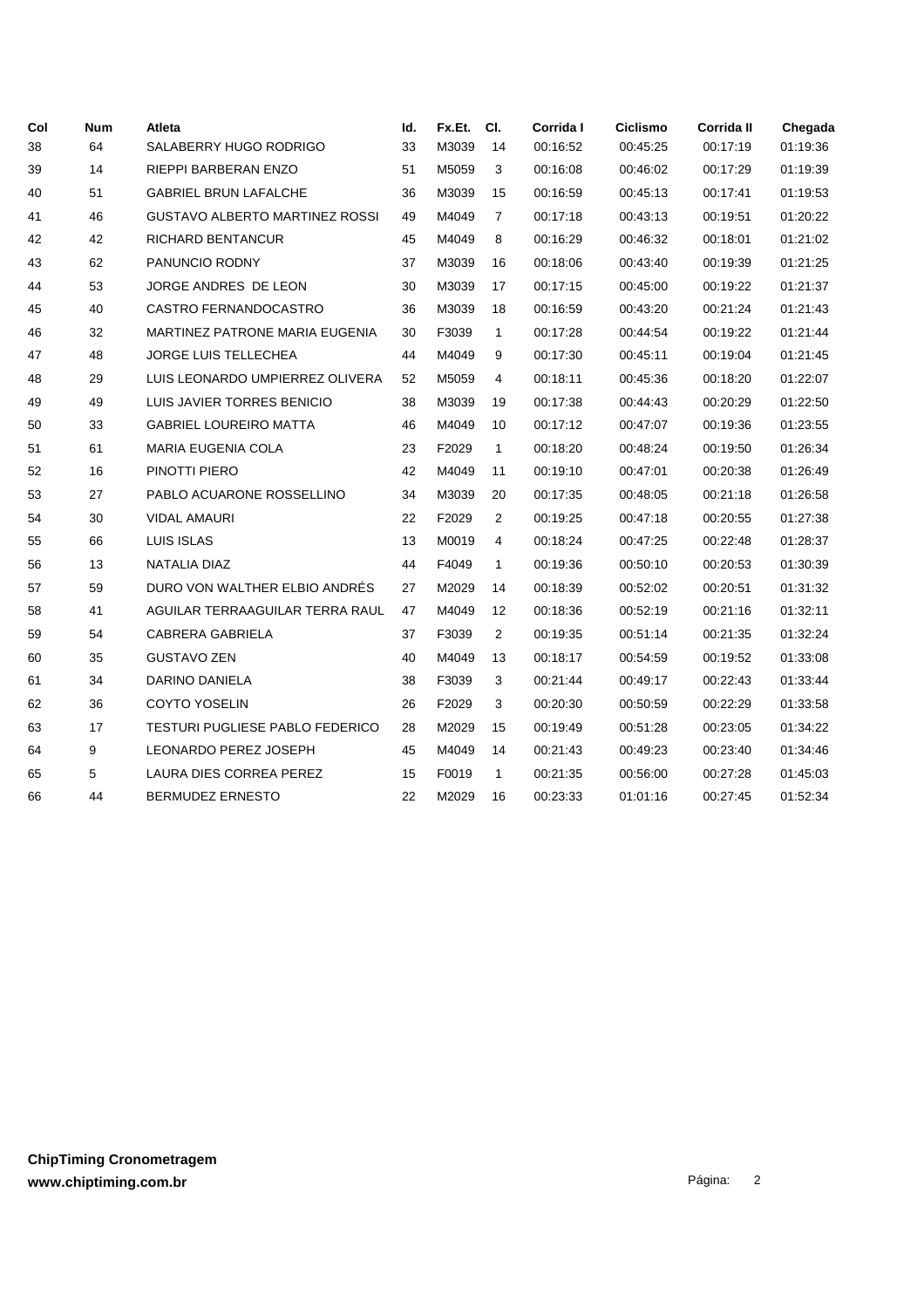| Col | Num | Atleta | Id. | Fx.Et. | Cl. | Corrida I | Ciclismo | Corrida II | Chegada |
|---|---|---|---|---|---|---|---|---|---|
| 38 | 64 | SALABERRY HUGO RODRIGO | 33 | M3039 | 14 | 00:16:52 | 00:45:25 | 00:17:19 | 01:19:36 |
| 39 | 14 | RIEPPI BARBERAN ENZO | 51 | M5059 | 3 | 00:16:08 | 00:46:02 | 00:17:29 | 01:19:39 |
| 40 | 51 | GABRIEL BRUN LAFALCHE | 36 | M3039 | 15 | 00:16:59 | 00:45:13 | 00:17:41 | 01:19:53 |
| 41 | 46 | GUSTAVO ALBERTO MARTINEZ ROSSI | 49 | M4049 | 7 | 00:17:18 | 00:43:13 | 00:19:51 | 01:20:22 |
| 42 | 42 | RICHARD BENTANCUR | 45 | M4049 | 8 | 00:16:29 | 00:46:32 | 00:18:01 | 01:21:02 |
| 43 | 62 | PANUNCIO RODNY | 37 | M3039 | 16 | 00:18:06 | 00:43:40 | 00:19:39 | 01:21:25 |
| 44 | 53 | JORGE ANDRES DE LEON | 30 | M3039 | 17 | 00:17:15 | 00:45:00 | 00:19:22 | 01:21:37 |
| 45 | 40 | CASTRO FERNANDOCASTRO | 36 | M3039 | 18 | 00:16:59 | 00:43:20 | 00:21:24 | 01:21:43 |
| 46 | 32 | MARTINEZ PATRONE MARIA EUGENIA | 30 | F3039 | 1 | 00:17:28 | 00:44:54 | 00:19:22 | 01:21:44 |
| 47 | 48 | JORGE LUIS TELLECHEA | 44 | M4049 | 9 | 00:17:30 | 00:45:11 | 00:19:04 | 01:21:45 |
| 48 | 29 | LUIS LEONARDO UMPIERREZ OLIVERA | 52 | M5059 | 4 | 00:18:11 | 00:45:36 | 00:18:20 | 01:22:07 |
| 49 | 49 | LUIS JAVIER TORRES BENICIO | 38 | M3039 | 19 | 00:17:38 | 00:44:43 | 00:20:29 | 01:22:50 |
| 50 | 33 | GABRIEL LOUREIRO MATTA | 46 | M4049 | 10 | 00:17:12 | 00:47:07 | 00:19:36 | 01:23:55 |
| 51 | 61 | MARIA EUGENIA COLA | 23 | F2029 | 1 | 00:18:20 | 00:48:24 | 00:19:50 | 01:26:34 |
| 52 | 16 | PINOTTI PIERO | 42 | M4049 | 11 | 00:19:10 | 00:47:01 | 00:20:38 | 01:26:49 |
| 53 | 27 | PABLO ACUARONE ROSSELLINO | 34 | M3039 | 20 | 00:17:35 | 00:48:05 | 00:21:18 | 01:26:58 |
| 54 | 30 | VIDAL AMAURI | 22 | F2029 | 2 | 00:19:25 | 00:47:18 | 00:20:55 | 01:27:38 |
| 55 | 66 | LUIS ISLAS | 13 | M0019 | 4 | 00:18:24 | 00:47:25 | 00:22:48 | 01:28:37 |
| 56 | 13 | NATALIA DIAZ | 44 | F4049 | 1 | 00:19:36 | 00:50:10 | 00:20:53 | 01:30:39 |
| 57 | 59 | DURO VON WALTHER ELBIO ANDRÉS | 27 | M2029 | 14 | 00:18:39 | 00:52:02 | 00:20:51 | 01:31:32 |
| 58 | 41 | AGUILAR TERRAAGUILAR TERRA RAUL | 47 | M4049 | 12 | 00:18:36 | 00:52:19 | 00:21:16 | 01:32:11 |
| 59 | 54 | CABRERA GABRIELA | 37 | F3039 | 2 | 00:19:35 | 00:51:14 | 00:21:35 | 01:32:24 |
| 60 | 35 | GUSTAVO ZEN | 40 | M4049 | 13 | 00:18:17 | 00:54:59 | 00:19:52 | 01:33:08 |
| 61 | 34 | DARINO DANIELA | 38 | F3039 | 3 | 00:21:44 | 00:49:17 | 00:22:43 | 01:33:44 |
| 62 | 36 | COYTO YOSELIN | 26 | F2029 | 3 | 00:20:30 | 00:50:59 | 00:22:29 | 01:33:58 |
| 63 | 17 | TESTURI PUGLIESE PABLO FEDERICO | 28 | M2029 | 15 | 00:19:49 | 00:51:28 | 00:23:05 | 01:34:22 |
| 64 | 9 | LEONARDO PEREZ JOSEPH | 45 | M4049 | 14 | 00:21:43 | 00:49:23 | 00:23:40 | 01:34:46 |
| 65 | 5 | LAURA DIES CORREA PEREZ | 15 | F0019 | 1 | 00:21:35 | 00:56:00 | 00:27:28 | 01:45:03 |
| 66 | 44 | BERMUDEZ ERNESTO | 22 | M2029 | 16 | 00:23:33 | 01:01:16 | 00:27:45 | 01:52:34 |

**ChipTiming Cronometragem**
**www.chiptiming.com.br**